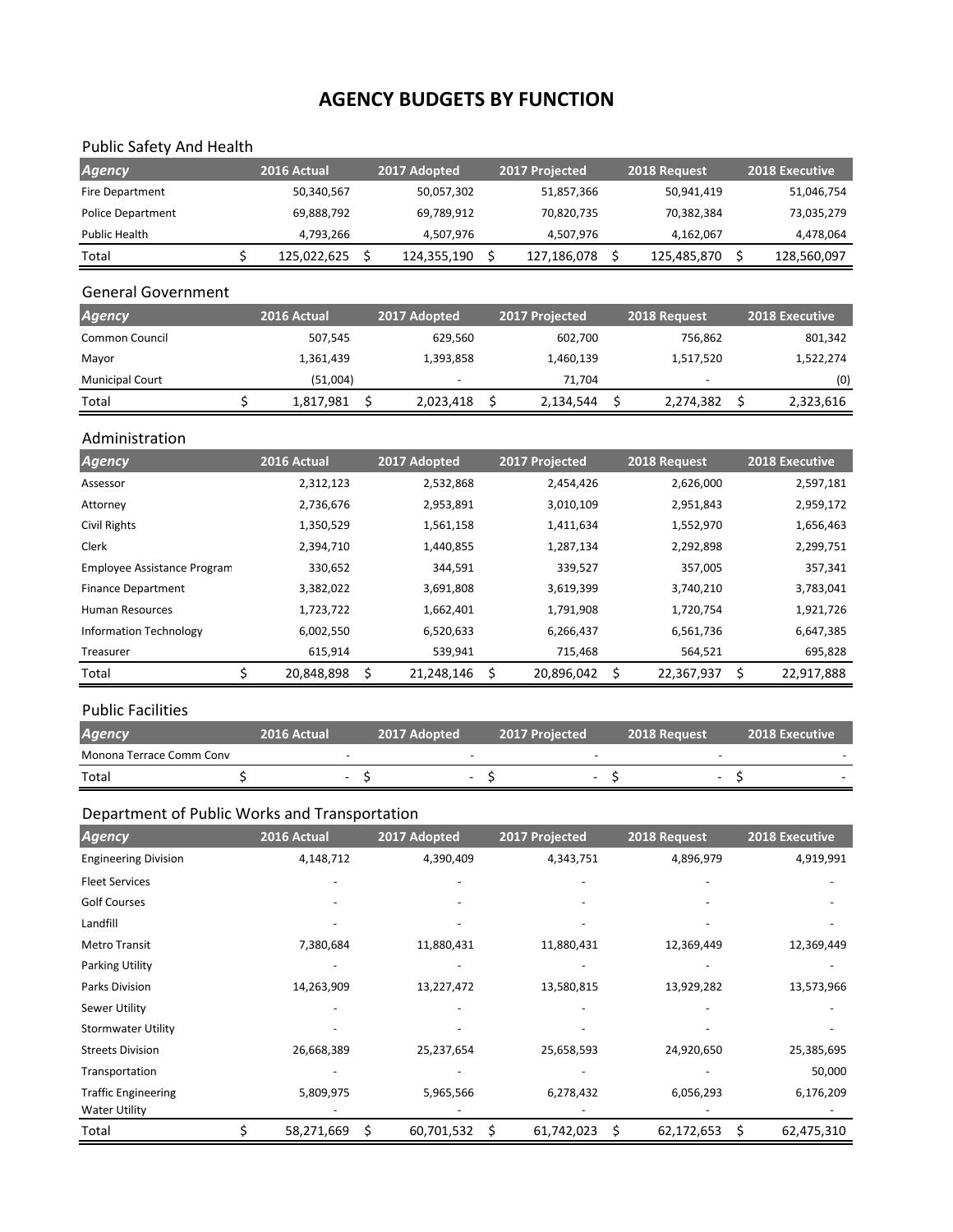# AGENCY BUDGETS BY FUNCTION

## Public Safety And Health

| Agency | 2016 Actual | 2017 Adopted | 2017 Projected | 2018 Request | 2018 Executive |
|---|---|---|---|---|---|
| Fire Department | 50,340,567 | 50,057,302 | 51,857,366 | 50,941,419 | 51,046,754 |
| Police Department | 69,888,792 | 69,789,912 | 70,820,735 | 70,382,384 | 73,035,279 |
| Public Health | 4,793,266 | 4,507,976 | 4,507,976 | 4,162,067 | 4,478,064 |
| Total | $ 125,022,625 | $ 124,355,190 | $ 127,186,078 | $ 125,485,870 | $ 128,560,097 |

## General Government

| Agency | 2016 Actual | 2017 Adopted | 2017 Projected | 2018 Request | 2018 Executive |
|---|---|---|---|---|---|
| Common Council | 507,545 | 629,560 | 602,700 | 756,862 | 801,342 |
| Mayor | 1,361,439 | 1,393,858 | 1,460,139 | 1,517,520 | 1,522,274 |
| Municipal Court | (51,004) | - | 71,704 | - | (0) |
| Total | $ 1,817,981 | $ 2,023,418 | $ 2,134,544 | $ 2,274,382 | $ 2,323,616 |

## Administration

| Agency | 2016 Actual | 2017 Adopted | 2017 Projected | 2018 Request | 2018 Executive |
|---|---|---|---|---|---|
| Assessor | 2,312,123 | 2,532,868 | 2,454,426 | 2,626,000 | 2,597,181 |
| Attorney | 2,736,676 | 2,953,891 | 3,010,109 | 2,951,843 | 2,959,172 |
| Civil Rights | 1,350,529 | 1,561,158 | 1,411,634 | 1,552,970 | 1,656,463 |
| Clerk | 2,394,710 | 1,440,855 | 1,287,134 | 2,292,898 | 2,299,751 |
| Employee Assistance Program | 330,652 | 344,591 | 339,527 | 357,005 | 357,341 |
| Finance Department | 3,382,022 | 3,691,808 | 3,619,399 | 3,740,210 | 3,783,041 |
| Human Resources | 1,723,722 | 1,662,401 | 1,791,908 | 1,720,754 | 1,921,726 |
| Information Technology | 6,002,550 | 6,520,633 | 6,266,437 | 6,561,736 | 6,647,385 |
| Treasurer | 615,914 | 539,941 | 715,468 | 564,521 | 695,828 |
| Total | $ 20,848,898 | $ 21,248,146 | $ 20,896,042 | $ 22,367,937 | $ 22,917,888 |

## Public Facilities

| Agency | 2016 Actual | 2017 Adopted | 2017 Projected | 2018 Request | 2018 Executive |
|---|---|---|---|---|---|
| Monona Terrace Comm Conv | - | - | - | - | - |
| Total | $ - | $ - | $ - | $ - | $ - |

## Department of Public Works and Transportation

| Agency | 2016 Actual | 2017 Adopted | 2017 Projected | 2018 Request | 2018 Executive |
|---|---|---|---|---|---|
| Engineering Division | 4,148,712 | 4,390,409 | 4,343,751 | 4,896,979 | 4,919,991 |
| Fleet Services | - | - | - | - | - |
| Golf Courses | - | - | - | - | - |
| Landfill | - | - | - | - | - |
| Metro Transit | 7,380,684 | 11,880,431 | 11,880,431 | 12,369,449 | 12,369,449 |
| Parking Utility | - | - | - | - | - |
| Parks Division | 14,263,909 | 13,227,472 | 13,580,815 | 13,929,282 | 13,573,966 |
| Sewer Utility | - | - | - | - | - |
| Stormwater Utility | - | - | - | - | - |
| Streets Division | 26,668,389 | 25,237,654 | 25,658,593 | 24,920,650 | 25,385,695 |
| Transportation | - | - | - | - | 50,000 |
| Traffic Engineering | 5,809,975 | 5,965,566 | 6,278,432 | 6,056,293 | 6,176,209 |
| Water Utility | - | - | - | - | - |
| Total | $ 58,271,669 | $ 60,701,532 | $ 61,742,023 | $ 62,172,653 | $ 62,475,310 |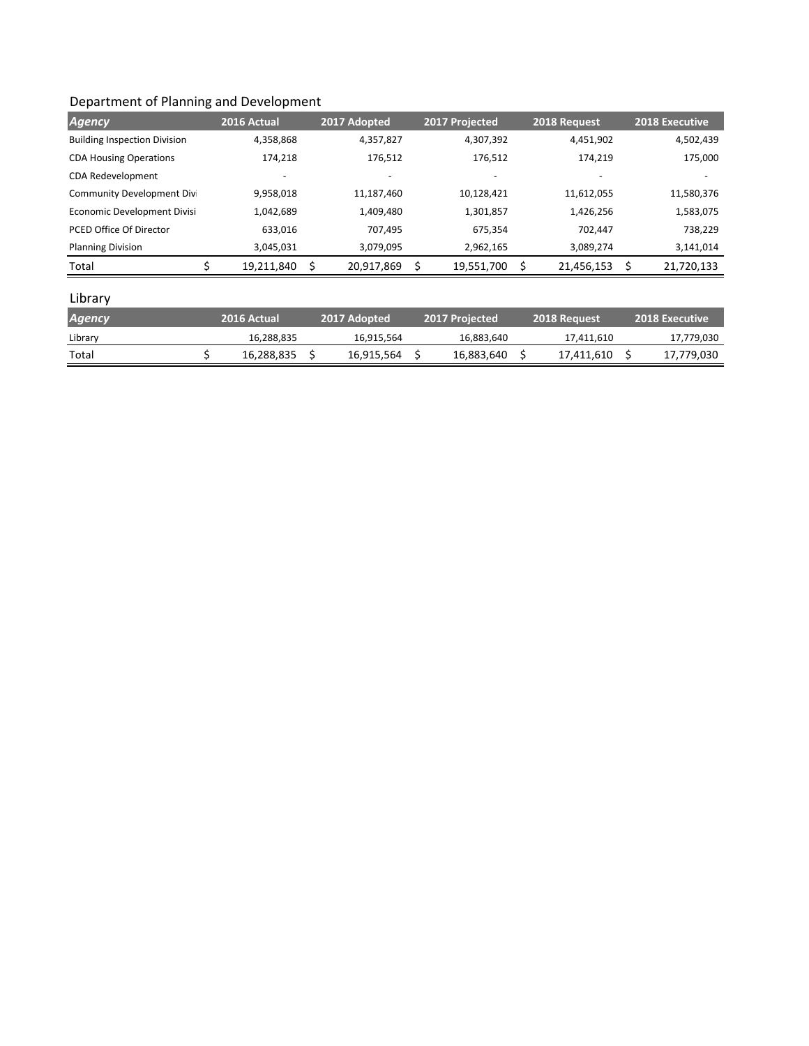## Department of Planning and Development

| Agency | 2016 Actual | 2017 Adopted | 2017 Projected | 2018 Request | 2018 Executive |
|---|---|---|---|---|---|
| Building Inspection Division | 4,358,868 | 4,357,827 | 4,307,392 | 4,451,902 | 4,502,439 |
| CDA Housing Operations | 174,218 | 176,512 | 176,512 | 174,219 | 175,000 |
| CDA Redevelopment | - | - | - | - | - |
| Community Development Divi | 9,958,018 | 11,187,460 | 10,128,421 | 11,612,055 | 11,580,376 |
| Economic Development Divisi | 1,042,689 | 1,409,480 | 1,301,857 | 1,426,256 | 1,583,075 |
| PCED Office Of Director | 633,016 | 707,495 | 675,354 | 702,447 | 738,229 |
| Planning Division | 3,045,031 | 3,079,095 | 2,962,165 | 3,089,274 | 3,141,014 |
| Total | $ 19,211,840 | $ 20,917,869 | $ 19,551,700 | $ 21,456,153 | $ 21,720,133 |

## Library

| Agency | 2016 Actual | 2017 Adopted | 2017 Projected | 2018 Request | 2018 Executive |
|---|---|---|---|---|---|
| Library | 16,288,835 | 16,915,564 | 16,883,640 | 17,411,610 | 17,779,030 |
| Total | $ 16,288,835 | $ 16,915,564 | $ 16,883,640 | $ 17,411,610 | $ 17,779,030 |